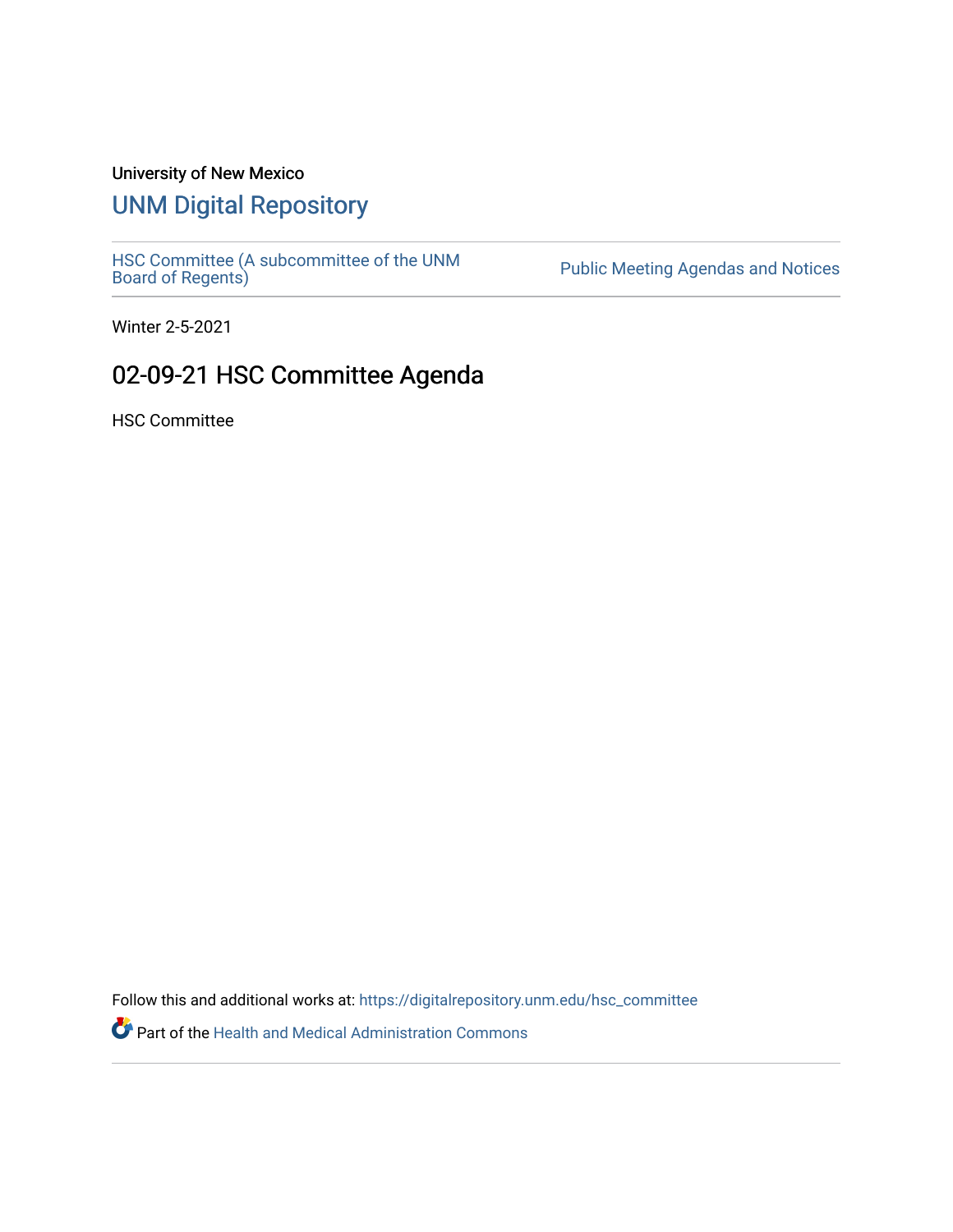University of New Mexico

# UNM Digital Repository

HSC Committee (A subcommittee of the UNM Board of Regents) | Public Meeting Agendas and Notices

Winter 2-5-2021

## 02-09-21 HSC Committee Agenda

HSC Committee

Follow this and additional works at: https://digitalrepository.unm.edu/hsc_committee

Part of the Health and Medical Administration Commons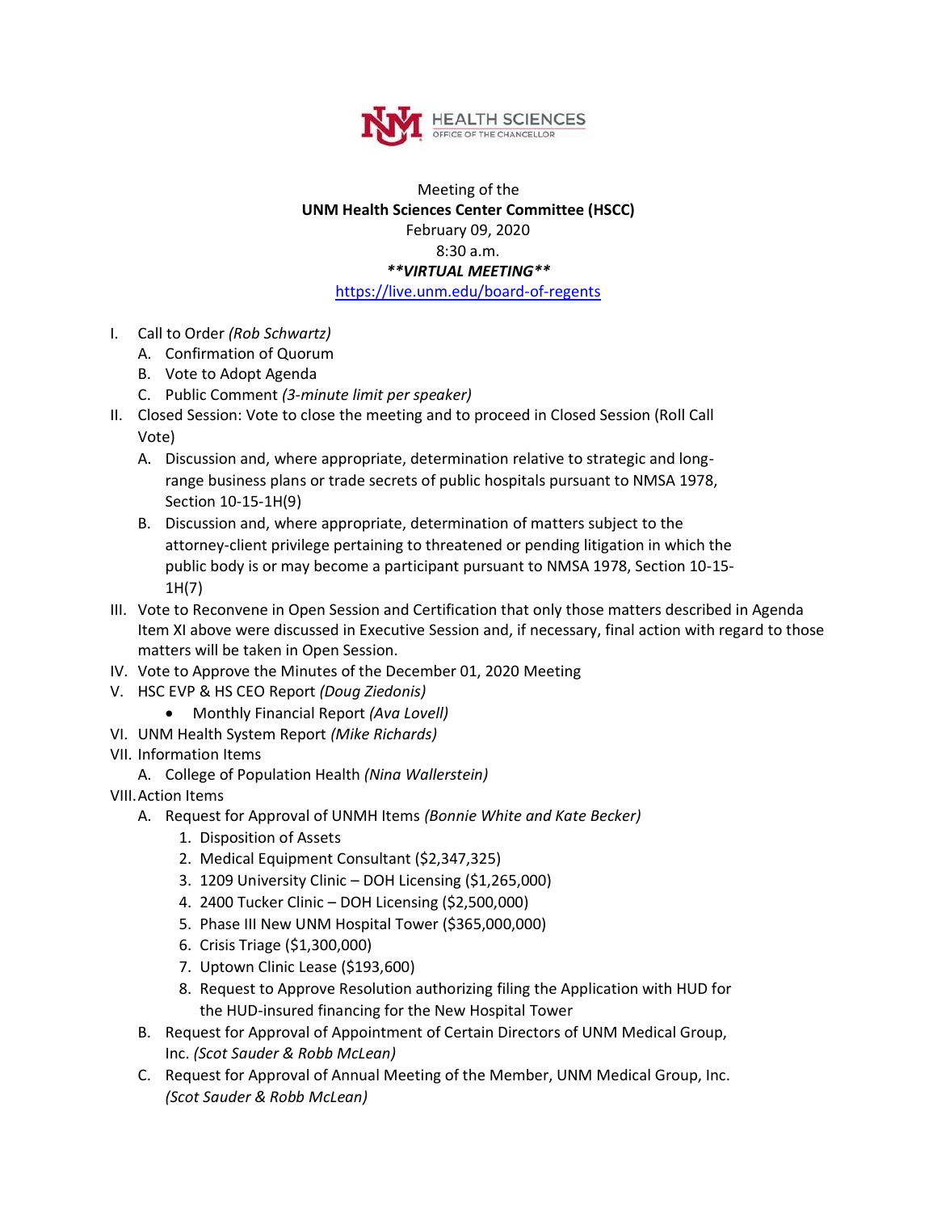HEALTH SCIENCES
OFFICE OF THE CHANCELLOR

Meeting of the
**UNM Health Sciences Center Committee (HSCC)**
February 09, 2020
8:30 a.m.
***\*\*VIRTUAL MEETING\*\****
https://live.unm.edu/board-of-regents

I. Call to Order *(Rob Schwartz)*
   A. Confirmation of Quorum
   B. Vote to Adopt Agenda
   C. Public Comment *(3-minute limit per speaker)*
II. Closed Session: Vote to close the meeting and to proceed in Closed Session (Roll Call Vote)
   A. Discussion and, where appropriate, determination relative to strategic and long-range business plans or trade secrets of public hospitals pursuant to NMSA 1978, Section 10-15-1H(9)
   B. Discussion and, where appropriate, determination of matters subject to the attorney-client privilege pertaining to threatened or pending litigation in which the public body is or may become a participant pursuant to NMSA 1978, Section 10-15-1H(7)
III. Vote to Reconvene in Open Session and Certification that only those matters described in Agenda Item XI above were discussed in Executive Session and, if necessary, final action with regard to those matters will be taken in Open Session.
IV. Vote to Approve the Minutes of the December 01, 2020 Meeting
V. HSC EVP & HS CEO Report *(Doug Ziedonis)*
   - Monthly Financial Report *(Ava Lovell)*
VI. UNM Health System Report *(Mike Richards)*
VII. Information Items
   A. College of Population Health *(Nina Wallerstein)*
VIII. Action Items
   A. Request for Approval of UNMH Items *(Bonnie White and Kate Becker)*
      1. Disposition of Assets
      2. Medical Equipment Consultant ($2,347,325)
      3. 1209 University Clinic – DOH Licensing ($1,265,000)
      4. 2400 Tucker Clinic – DOH Licensing ($2,500,000)
      5. Phase III New UNM Hospital Tower ($365,000,000)
      6. Crisis Triage ($1,300,000)
      7. Uptown Clinic Lease ($193,600)
      8. Request to Approve Resolution authorizing filing the Application with HUD for the HUD-insured financing for the New Hospital Tower
   B. Request for Approval of Appointment of Certain Directors of UNM Medical Group, Inc. *(Scot Sauder & Robb McLean)*
   C. Request for Approval of Annual Meeting of the Member, UNM Medical Group, Inc. *(Scot Sauder & Robb McLean)*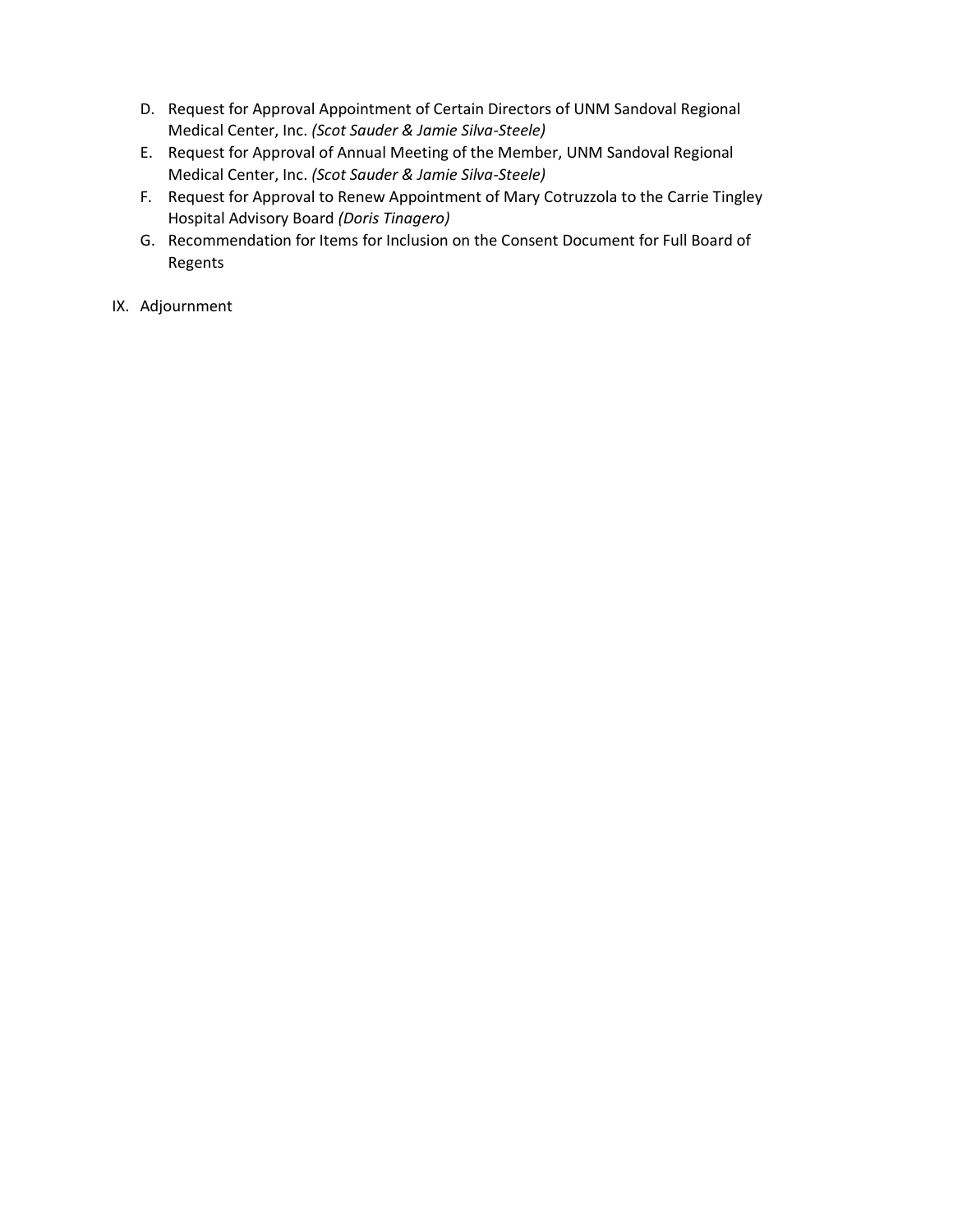D. Request for Approval Appointment of Certain Directors of UNM Sandoval Regional Medical Center, Inc. *(Scot Sauder & Jamie Silva-Steele)*

E. Request for Approval of Annual Meeting of the Member, UNM Sandoval Regional Medical Center, Inc. *(Scot Sauder & Jamie Silva-Steele)*

F. Request for Approval to Renew Appointment of Mary Cotruzzola to the Carrie Tingley Hospital Advisory Board *(Doris Tinagero)*

G. Recommendation for Items for Inclusion on the Consent Document for Full Board of Regents

IX. Adjournment